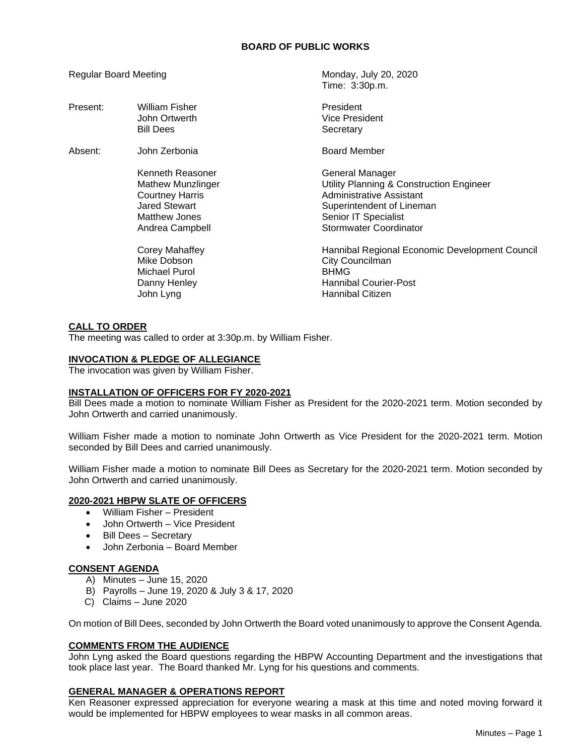# BOARD OF PUBLIC WORKS

Regular Board Meeting — Monday, July 20, 2020
Time: 3:30p.m.

| | | |
|---|---|---|
| Present: | William Fisher | President |
| | John Ortwerth | Vice President |
| | Bill Dees | Secretary |
| Absent: | John Zerbonia | Board Member |
| | Kenneth Reasoner | General Manager |
| | Mathew Munzlinger | Utility Planning & Construction Engineer |
| | Courtney Harris | Administrative Assistant |
| | Jared Stewart | Superintendent of Lineman |
| | Matthew Jones | Senior IT Specialist |
| | Andrea Campbell | Stormwater Coordinator |
| | Corey Mahaffey | Hannibal Regional Economic Development Council |
| | Mike Dobson | City Councilman |
| | Michael Purol | BHMG |
| | Danny Henley | Hannibal Courier-Post |
| | John Lyng | Hannibal Citizen |

## CALL TO ORDER

The meeting was called to order at 3:30p.m. by William Fisher.

## INVOCATION & PLEDGE OF ALLEGIANCE

The invocation was given by William Fisher.

## INSTALLATION OF OFFICERS FOR FY 2020-2021

Bill Dees made a motion to nominate William Fisher as President for the 2020-2021 term. Motion seconded by John Ortwerth and carried unanimously.

William Fisher made a motion to nominate John Ortwerth as Vice President for the 2020-2021 term. Motion seconded by Bill Dees and carried unanimously.

William Fisher made a motion to nominate Bill Dees as Secretary for the 2020-2021 term. Motion seconded by John Ortwerth and carried unanimously.

## 2020-2021 HBPW SLATE OF OFFICERS

- William Fisher – President
- John Ortwerth – Vice President
- Bill Dees – Secretary
- John Zerbonia – Board Member

## CONSENT AGENDA

A) Minutes – June 15, 2020
B) Payrolls – June 19, 2020 & July 3 & 17, 2020
C) Claims – June 2020

On motion of Bill Dees, seconded by John Ortwerth the Board voted unanimously to approve the Consent Agenda.

## COMMENTS FROM THE AUDIENCE

John Lyng asked the Board questions regarding the HBPW Accounting Department and the investigations that took place last year. The Board thanked Mr. Lyng for his questions and comments.

## GENERAL MANAGER & OPERATIONS REPORT

Ken Reasoner expressed appreciation for everyone wearing a mask at this time and noted moving forward it would be implemented for HBPW employees to wear masks in all common areas.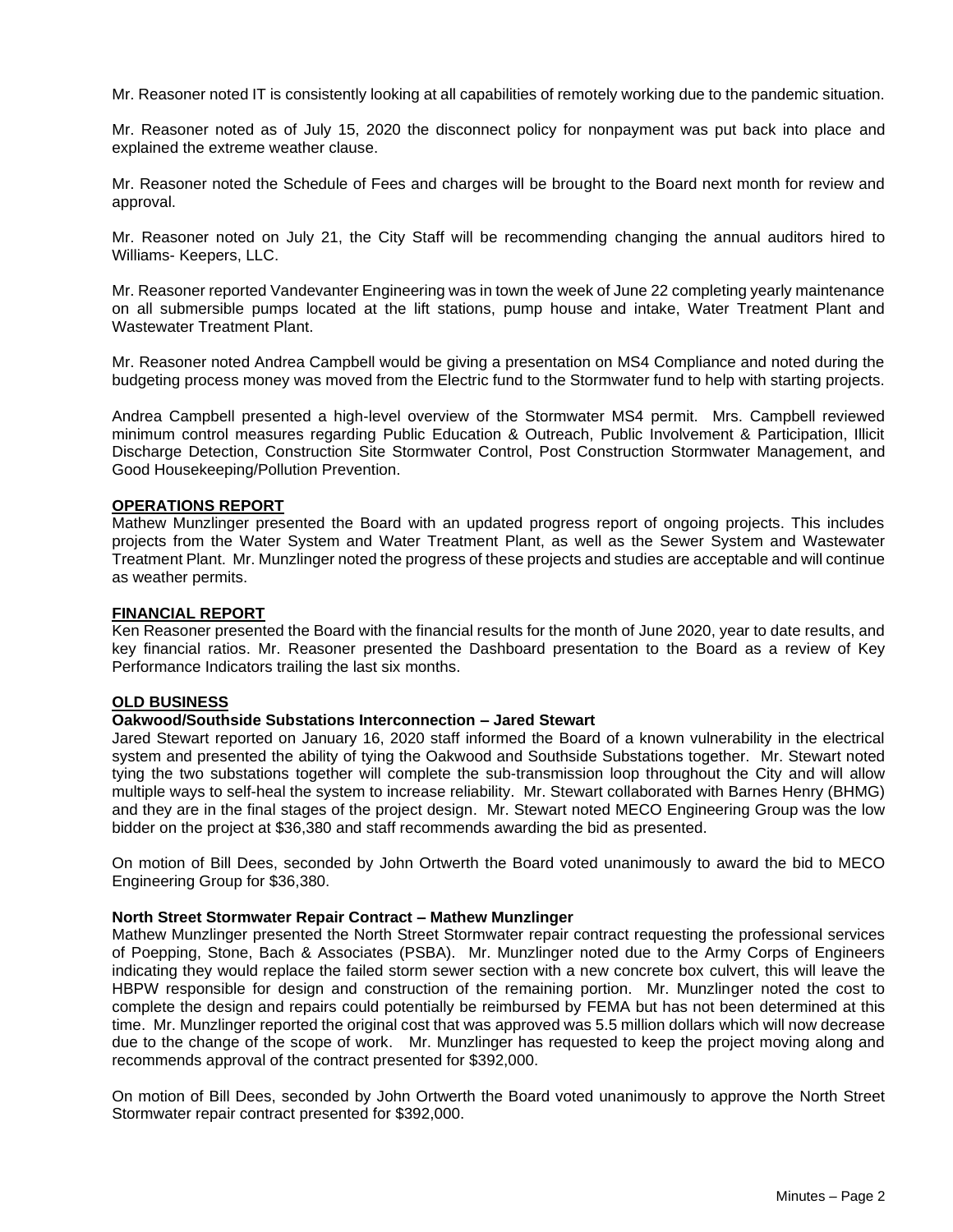Mr. Reasoner noted IT is consistently looking at all capabilities of remotely working due to the pandemic situation.

Mr. Reasoner noted as of July 15, 2020 the disconnect policy for nonpayment was put back into place and explained the extreme weather clause.

Mr. Reasoner noted the Schedule of Fees and charges will be brought to the Board next month for review and approval.

Mr. Reasoner noted on July 21, the City Staff will be recommending changing the annual auditors hired to Williams- Keepers, LLC.

Mr. Reasoner reported Vandevanter Engineering was in town the week of June 22 completing yearly maintenance on all submersible pumps located at the lift stations, pump house and intake, Water Treatment Plant and Wastewater Treatment Plant.

Mr. Reasoner noted Andrea Campbell would be giving a presentation on MS4 Compliance and noted during the budgeting process money was moved from the Electric fund to the Stormwater fund to help with starting projects.

Andrea Campbell presented a high-level overview of the Stormwater MS4 permit. Mrs. Campbell reviewed minimum control measures regarding Public Education & Outreach, Public Involvement & Participation, Illicit Discharge Detection, Construction Site Stormwater Control, Post Construction Stormwater Management, and Good Housekeeping/Pollution Prevention.

**OPERATIONS REPORT**

Mathew Munzlinger presented the Board with an updated progress report of ongoing projects. This includes projects from the Water System and Water Treatment Plant, as well as the Sewer System and Wastewater Treatment Plant. Mr. Munzlinger noted the progress of these projects and studies are acceptable and will continue as weather permits.

**FINANCIAL REPORT**

Ken Reasoner presented the Board with the financial results for the month of June 2020, year to date results, and key financial ratios. Mr. Reasoner presented the Dashboard presentation to the Board as a review of Key Performance Indicators trailing the last six months.

**OLD BUSINESS**

**Oakwood/Southside Substations Interconnection – Jared Stewart**

Jared Stewart reported on January 16, 2020 staff informed the Board of a known vulnerability in the electrical system and presented the ability of tying the Oakwood and Southside Substations together. Mr. Stewart noted tying the two substations together will complete the sub-transmission loop throughout the City and will allow multiple ways to self-heal the system to increase reliability. Mr. Stewart collaborated with Barnes Henry (BHMG) and they are in the final stages of the project design. Mr. Stewart noted MECO Engineering Group was the low bidder on the project at $36,380 and staff recommends awarding the bid as presented.

On motion of Bill Dees, seconded by John Ortwerth the Board voted unanimously to award the bid to MECO Engineering Group for $36,380.

**North Street Stormwater Repair Contract – Mathew Munzlinger**

Mathew Munzlinger presented the North Street Stormwater repair contract requesting the professional services of Poepping, Stone, Bach & Associates (PSBA). Mr. Munzlinger noted due to the Army Corps of Engineers indicating they would replace the failed storm sewer section with a new concrete box culvert, this will leave the HBPW responsible for design and construction of the remaining portion. Mr. Munzlinger noted the cost to complete the design and repairs could potentially be reimbursed by FEMA but has not been determined at this time. Mr. Munzlinger reported the original cost that was approved was 5.5 million dollars which will now decrease due to the change of the scope of work. Mr. Munzlinger has requested to keep the project moving along and recommends approval of the contract presented for $392,000.

On motion of Bill Dees, seconded by John Ortwerth the Board voted unanimously to approve the North Street Stormwater repair contract presented for $392,000.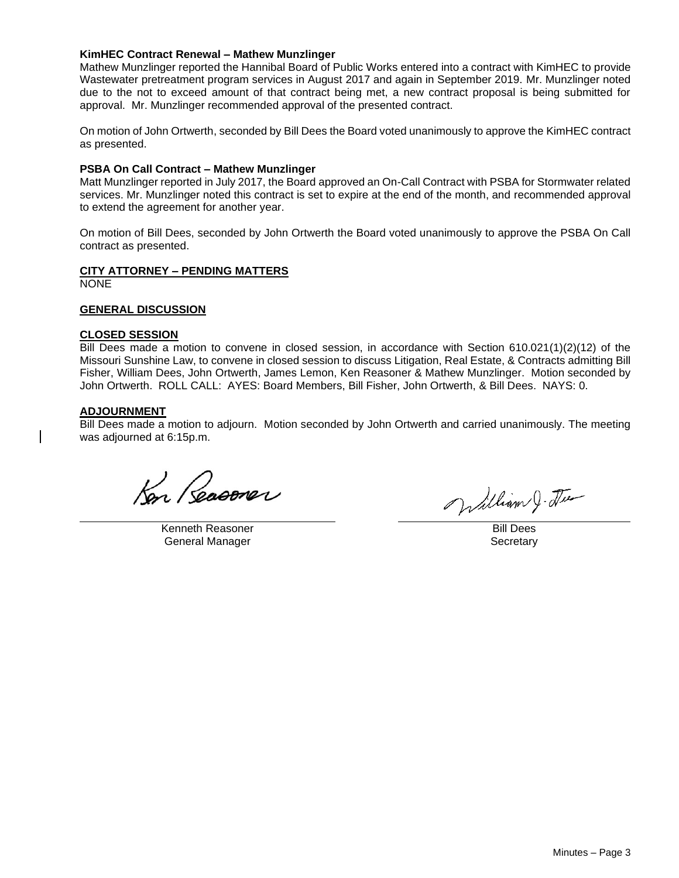**KimHEC Contract Renewal – Mathew Munzlinger**

Mathew Munzlinger reported the Hannibal Board of Public Works entered into a contract with KimHEC to provide Wastewater pretreatment program services in August 2017 and again in September 2019. Mr. Munzlinger noted due to the not to exceed amount of that contract being met, a new contract proposal is being submitted for approval. Mr. Munzlinger recommended approval of the presented contract.

On motion of John Ortwerth, seconded by Bill Dees the Board voted unanimously to approve the KimHEC contract as presented.

**PSBA On Call Contract – Mathew Munzlinger**

Matt Munzlinger reported in July 2017, the Board approved an On-Call Contract with PSBA for Stormwater related services. Mr. Munzlinger noted this contract is set to expire at the end of the month, and recommended approval to extend the agreement for another year.

On motion of Bill Dees, seconded by John Ortwerth the Board voted unanimously to approve the PSBA On Call contract as presented.

**CITY ATTORNEY – PENDING MATTERS**

NONE

**GENERAL DISCUSSION**

**CLOSED SESSION**

Bill Dees made a motion to convene in closed session, in accordance with Section 610.021(1)(2)(12) of the Missouri Sunshine Law, to convene in closed session to discuss Litigation, Real Estate, & Contracts admitting Bill Fisher, William Dees, John Ortwerth, James Lemon, Ken Reasoner & Mathew Munzlinger. Motion seconded by John Ortwerth. ROLL CALL: AYES: Board Members, Bill Fisher, John Ortwerth, & Bill Dees. NAYS: 0.

**ADJOURNMENT**

Bill Dees made a motion to adjourn. Motion seconded by John Ortwerth and carried unanimously. The meeting was adjourned at 6:15p.m.

Kenneth Reasoner
General Manager

Bill Dees
Secretary